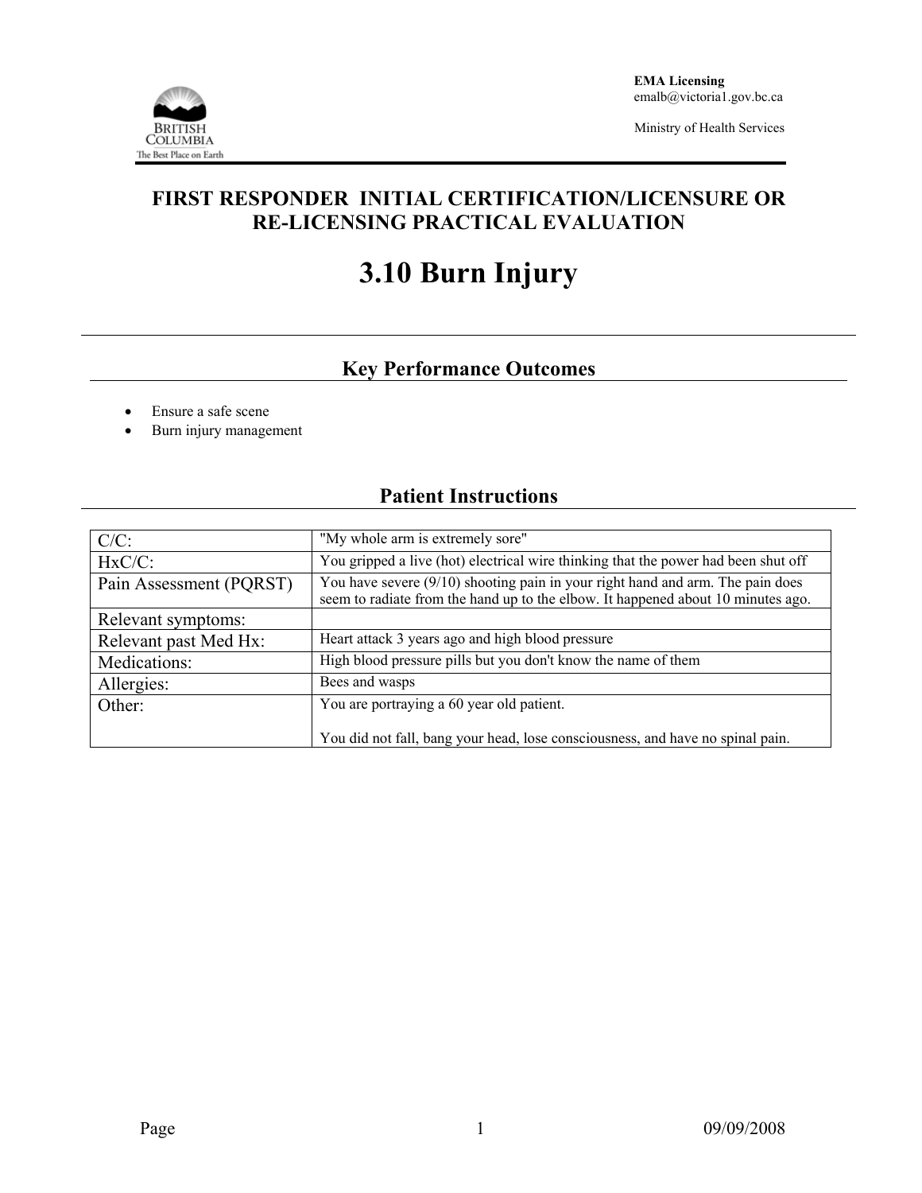EMA Licensing
emalb@victoria1.gov.bc.ca

Ministry of Health Services

# FIRST RESPONDER INITIAL CERTIFICATION/LICENSURE OR RE-LICENSING PRACTICAL EVALUATION

# 3.10 Burn Injury

## Key Performance Outcomes

- Ensure a safe scene
- Burn injury management

## Patient Instructions

| | |
|---|---|
| C/C: | "My whole arm is extremely sore" |
| HxC/C: | You gripped a live (hot) electrical wire thinking that the power had been shut off |
| Pain Assessment (PQRST) | You have severe (9/10) shooting pain in your right hand and arm. The pain does seem to radiate from the hand up to the elbow. It happened about 10 minutes ago. |
| Relevant symptoms: | |
| Relevant past Med Hx: | Heart attack 3 years ago and high blood pressure |
| Medications: | High blood pressure pills but you don't know the name of them |
| Allergies: | Bees and wasps |
| Other: | You are portraying a 60 year old patient.<br><br>You did not fall, bang your head, lose consciousness, and have no spinal pain. |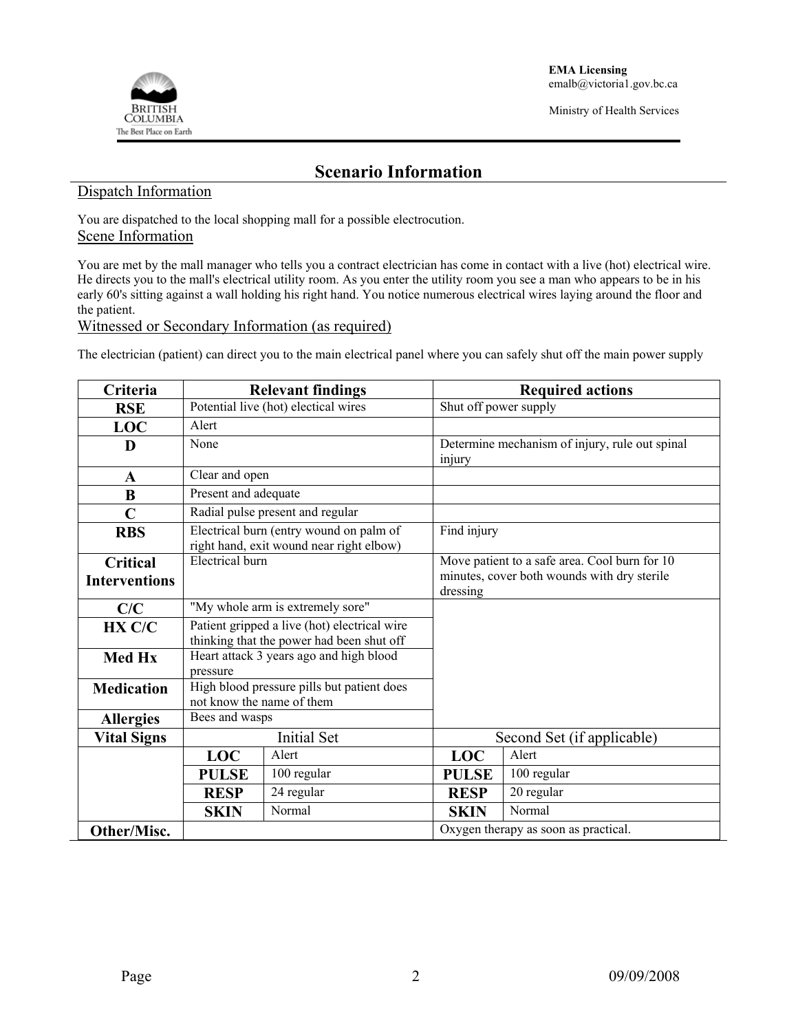EMA Licensing
emalb@victoria1.gov.bc.ca

Ministry of Health Services

# Scenario Information

## Dispatch Information

You are dispatched to the local shopping mall for a possible electrocution.

## Scene Information

You are met by the mall manager who tells you a contract electrician has come in contact with a live (hot) electrical wire. He directs you to the mall's electrical utility room. As you enter the utility room you see a man who appears to be in his early 60's sitting against a wall holding his right hand. You notice numerous electrical wires laying around the floor and the patient.

## Witnessed or Secondary Information (as required)

The electrician (patient) can direct you to the main electrical panel where you can safely shut off the main power supply

| Criteria | Relevant findings | | Required actions | |
|---|---|---|---|---|
| **RSE** | Potential live (hot) electical wires | | Shut off power supply | |
| **LOC** | Alert | | | |
| **D** | None | | Determine mechanism of injury, rule out spinal injury | |
| **A** | Clear and open | | | |
| **B** | Present and adequate | | | |
| **C** | Radial pulse present and regular | | | |
| **RBS** | Electrical burn (entry wound on palm of right hand, exit wound near right elbow) | | Find injury | |
| **Critical Interventions** | Electrical burn | | Move patient to a safe area. Cool burn for 10 minutes, cover both wounds with dry sterile dressing | |
| **C/C** | "My whole arm is extremely sore" | | | |
| **HX C/C** | Patient gripped a live (hot) electrical wire thinking that the power had been shut off | | | |
| **Med Hx** | Heart attack 3 years ago and high blood pressure | | | |
| **Medication** | High blood pressure pills but patient does not know the name of them | | | |
| **Allergies** | Bees and wasps | | | |
| **Vital Signs** | Initial Set | | Second Set (if applicable) | |
| | **LOC** | Alert | **LOC** | Alert |
| | **PULSE** | 100 regular | **PULSE** | 100 regular |
| | **RESP** | 24 regular | **RESP** | 20 regular |
| | **SKIN** | Normal | **SKIN** | Normal |
| **Other/Misc.** | | | Oxygen therapy as soon as practical. | |